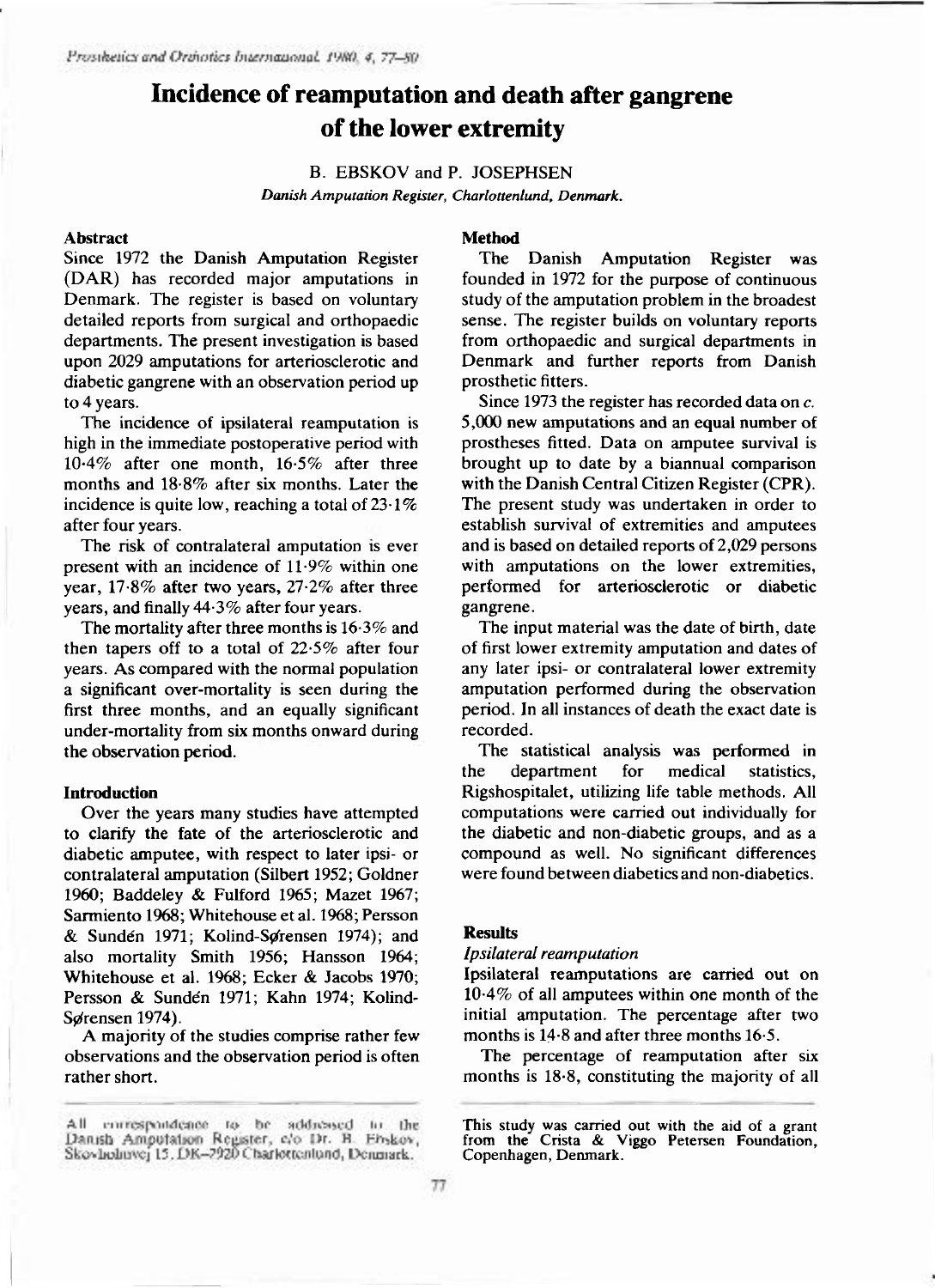# Incidence of reamputation and death after gangrene of the lower extremity

B. EBSKOV and P. JOSEPHSEN

*Danish Amputation Register, Charlottenlund, Denmark.*

## Abstract

Since 1972 the Danish Amputation Register (DAR) has recorded major amputations in Denmark. The register is based on voluntary detailed reports from surgical and orthopaedic departments. The present investigation is based upon 2029 amputations for arteriosclerotic and diabetic gangrene with an observation period up to 4 years.

The incidence of ipsilateral reamputation is high in the immediate postoperative period with 10·4% after one month, 16·5% after three months and 18·8% after six months. Later the incidence is quite low, reaching a total of 23·1% after four years.

The risk of contralateral amputation is ever present with an incidence of 11·9% within one year, 17·8% after two years, 27·2% after three years, and finally 44·3% after four years.

The mortality after three months is 16·3% and then tapers off to a total of 22·5% after four years. As compared with the normal population a significant over-mortality is seen during the first three months, and an equally significant under-mortality from six months onward during the observation period.

## Introduction

Over the years many studies have attempted to clarify the fate of the arteriosclerotic and diabetic amputee, with respect to later ipsi- or contralateral amputation (Silbert 1952; Goldner 1960; Baddeley & Fulford 1965; Mazet 1967; Sarmiento 1968; Whitehouse et al. 1968; Persson & Sundén 1971; Kolind-Sørensen 1974); and also mortality Smith 1956; Hansson 1964; Whitehouse et al. 1968; Ecker & Jacobs 1970; Persson & Sundén 1971; Kahn 1974; Kolind-Sørensen 1974).

A majority of the studies comprise rather few observations and the observation period is often rather short.

All correspondence to be addressed to the Danish Amputation Register, c/o Dr. B. Ebskov, Skovbobuvej 15, DK-2920 Charlottenlund, Denmark.

## Method

The Danish Amputation Register was founded in 1972 for the purpose of continuous study of the amputation problem in the broadest sense. The register builds on voluntary reports from orthopaedic and surgical departments in Denmark and further reports from Danish prosthetic fitters.

Since 1973 the register has recorded data on *c.* 5,000 new amputations and an equal number of prostheses fitted. Data on amputee survival is brought up to date by a biannual comparison with the Danish Central Citizen Register (CPR). The present study was undertaken in order to establish survival of extremities and amputees and is based on detailed reports of 2,029 persons with amputations on the lower extremities, performed for arteriosclerotic or diabetic gangrene.

The input material was the date of birth, date of first lower extremity amputation and dates of any later ipsi- or contralateral lower extremity amputation performed during the observation period. In all instances of death the exact date is recorded.

The statistical analysis was performed in the department for medical statistics, Rigshospitalet, utilizing life table methods. All computations were carried out individually for the diabetic and non-diabetic groups, and as a compound as well. No significant differences were found between diabetics and non-diabetics.

## Results

### *Ipsilateral reamputation*

Ipsilateral reamputations are carried out on 10·4% of all amputees within one month of the initial amputation. The percentage after two months is 14·8 and after three months 16·5.

The percentage of reamputation after six months is 18·8, constituting the majority of all

This study was carried out with the aid of a grant from the Crista & Viggo Petersen Foundation, Copenhagen, Denmark.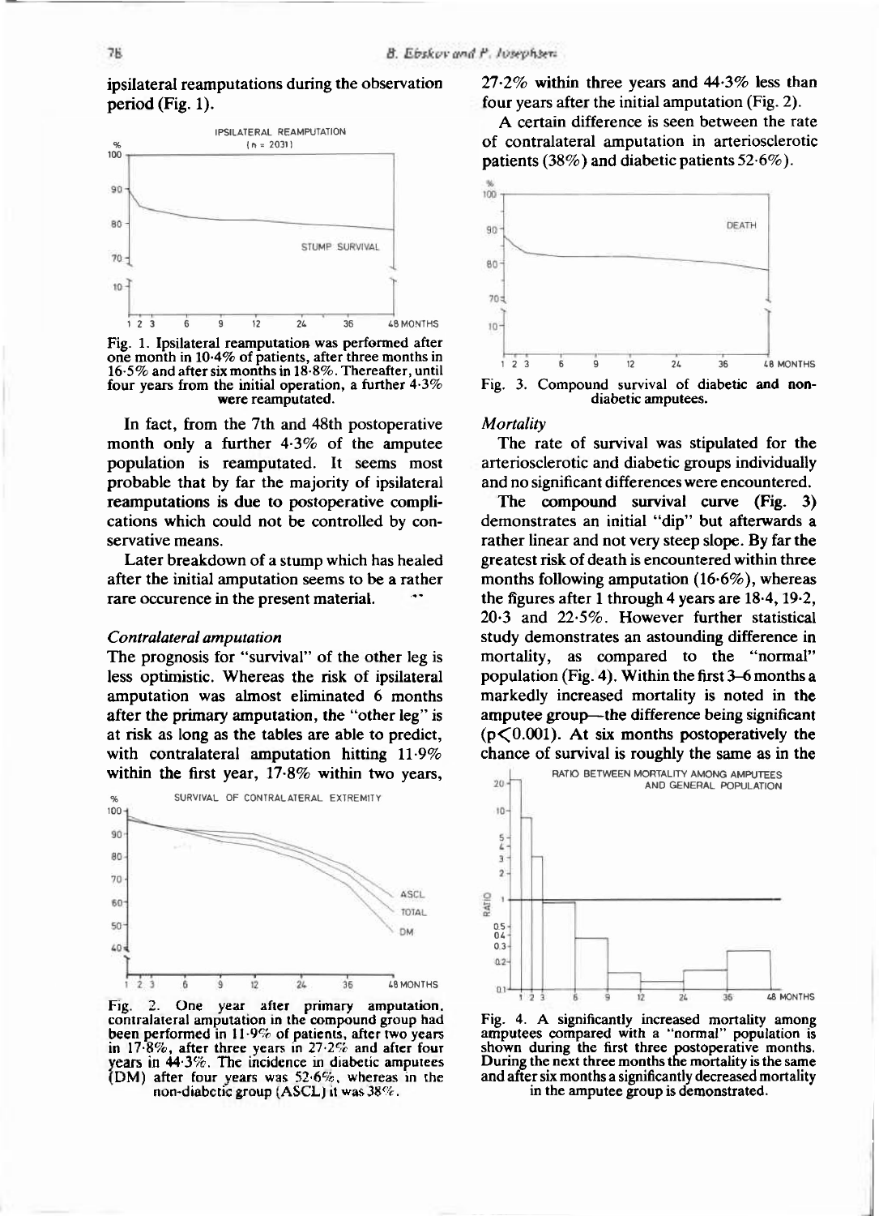ipsilateral reamputations during the observation period (Fig. 1).

Fig. 1. Ipsilateral reamputation was performed after one month in 10·4% of patients, after three months in 16·5% and after six months in 18·8%. Thereafter, until four years from the initial operation, a further 4·3% were reamputated.

In fact, from the 7th and 48th postoperative month only a further 4·3% of the amputee population is reamputated. It seems most probable that by far the majority of ipsilateral reamputations is due to postoperative complications which could not be controlled by conservative means.

Later breakdown of a stump which has healed after the initial amputation seems to be a rather rare occurence in the present material.

### *Contralateral amputation*

The prognosis for "survival" of the other leg is less optimistic. Whereas the risk of ipsilateral amputation was almost eliminated 6 months after the primary amputation, the "other leg" is at risk as long as the tables are able to predict, with contralateral amputation hitting 11·9% within the first year, 17·8% within two years, 27·2% within three years and 44·3% less than four years after the initial amputation (Fig. 2).

Fig. 2. One year after primary amputation, contralateral amputation in the compound group had been performed in 11·9% of patients, after two years in 17·8%, after three years in 27·2% and after four years in 44·3%. The incidence in diabetic amputees (DM) after four years was 52·6%, whereas in the non-diabetic group (ASCL) it was 38%.

A certain difference is seen between the rate of contralateral amputation in arteriosclerotic patients (38%) and diabetic patients 52·6%).

Fig. 3. Compound survival of diabetic and non-diabetic amputees.

### *Mortality*

The rate of survival was stipulated for the arteriosclerotic and diabetic groups individually and no significant differences were encountered.

The compound survival curve (Fig. 3) demonstrates an initial "dip" but afterwards a rather linear and not very steep slope. By far the greatest risk of death is encountered within three months following amputation (16·6%), whereas the figures after 1 through 4 years are 18·4, 19·2, 20·3 and 22·5%. However further statistical study demonstrates an astounding difference in mortality, as compared to the "normal" population (Fig. 4). Within the first 3–6 months a markedly increased mortality is noted in the amputee group—the difference being significant ($p < 0.001$). At six months postoperatively the chance of survival is roughly the same as in the

Fig. 4. A significantly increased mortality among amputees compared with a "normal" population is shown during the first three postoperative months. During the next three months the mortality is the same and after six months a significantly decreased mortality in the amputee group is demonstrated.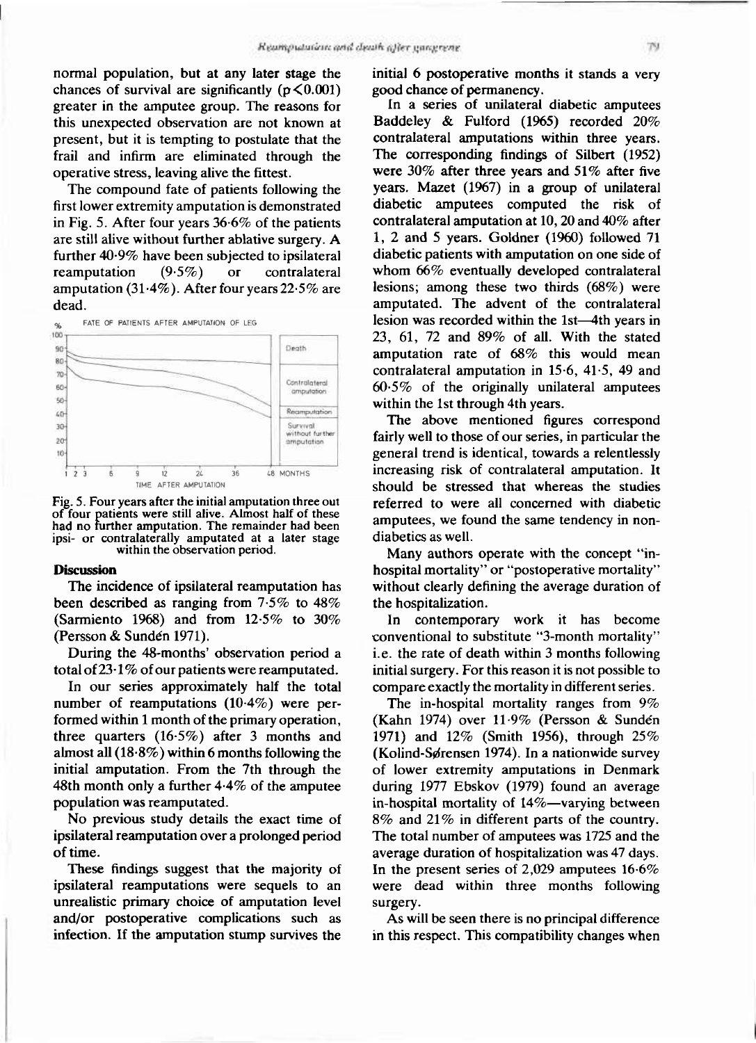normal population, but at any later stage the chances of survival are significantly ($p < 0.001$) greater in the amputee group. The reasons for this unexpected observation are not known at present, but it is tempting to postulate that the frail and infirm are eliminated through the operative stress, leaving alive the fittest.

The compound fate of patients following the first lower extremity amputation is demonstrated in Fig. 5. After four years 36·6% of the patients are still alive without further ablative surgery. A further 40·9% have been subjected to ipsilateral reamputation (9·5%) or contralateral amputation (31·4%). After four years 22·5% are dead.

Fig. 5. Four years after the initial amputation three out of four patients were still alive. Almost half of these had no further amputation. The remainder had been ipsi- or contralaterally amputated at a later stage within the observation period.

## Discussion

The incidence of ipsilateral reamputation has been described as ranging from 7·5% to 48% (Sarmiento 1968) and from 12·5% to 30% (Persson & Sundén 1971).

During the 48-months' observation period a total of 23·1% of our patients were reamputated.

In our series approximately half the total number of reamputations (10·4%) were performed within 1 month of the primary operation, three quarters (16·5%) after 3 months and almost all (18·8%) within 6 months following the initial amputation. From the 7th through the 48th month only a further 4·4% of the amputee population was reamputated.

No previous study details the exact time of ipsilateral reamputation over a prolonged period of time.

These findings suggest that the majority of ipsilateral reamputations were sequels to an unrealistic primary choice of amputation level and/or postoperative complications such as infection. If the amputation stump survives the initial 6 postoperative months it stands a very good chance of permanency.

In a series of unilateral diabetic amputees Baddeley & Fulford (1965) recorded 20% contralateral amputations within three years. The corresponding findings of Silbert (1952) were 30% after three years and 51% after five years. Mazet (1967) in a group of unilateral diabetic amputees computed the risk of contralateral amputation at 10, 20 and 40% after 1, 2 and 5 years. Goldner (1960) followed 71 diabetic patients with amputation on one side of whom 66% eventually developed contralateral lesions; among these two thirds (68%) were amputated. The advent of the contralateral lesion was recorded within the 1st—4th years in 23, 61, 72 and 89% of all. With the stated amputation rate of 68% this would mean contralateral amputation in 15·6, 41·5, 49 and 60·5% of the originally unilateral amputees within the 1st through 4th years.

The above mentioned figures correspond fairly well to those of our series, in particular the general trend is identical, towards a relentlessly increasing risk of contralateral amputation. It should be stressed that whereas the studies referred to were all concerned with diabetic amputees, we found the same tendency in non-diabetics as well.

Many authors operate with the concept "in-hospital mortality" or "postoperative mortality" without clearly defining the average duration of the hospitalization.

In contemporary work it has become conventional to substitute "3-month mortality" i.e. the rate of death within 3 months following initial surgery. For this reason it is not possible to compare exactly the mortality in different series.

The in-hospital mortality ranges from 9% (Kahn 1974) over 11·9% (Persson & Sundén 1971) and 12% (Smith 1956), through 25% (Kolind-Sørensen 1974). In a nationwide survey of lower extremity amputations in Denmark during 1977 Ebskov (1979) found an average in-hospital mortality of 14%—varying between 8% and 21% in different parts of the country. The total number of amputees was 1725 and the average duration of hospitalization was 47 days. In the present series of 2,029 amputees 16·6% were dead within three months following surgery.

As will be seen there is no principal difference in this respect. This compatibility changes when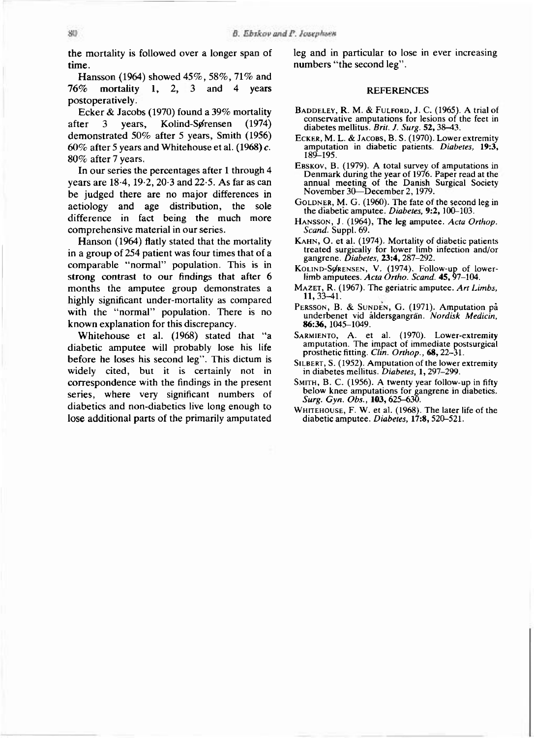the mortality is followed over a longer span of time.

Hansson (1964) showed 45%, 58%, 71% and 76% mortality 1, 2, 3 and 4 years postoperatively.

Ecker & Jacobs (1970) found a 39% mortality after 3 years, Kolind-Sørensen (1974) demonstrated 50% after 5 years, Smith (1956) 60% after 5 years and Whitehouse et al. (1968) *c.* 80% after 7 years.

In our series the percentages after 1 through 4 years are 18·4, 19·2, 20·3 and 22·5. As far as can be judged there are no major differences in aetiology and age distribution, the sole difference in fact being the much more comprehensive material in our series.

Hanson (1964) flatly stated that the mortality in a group of 254 patient was four times that of a comparable "normal" population. This is in strong contrast to our findings that after 6 months the amputee group demonstrates a highly significant under-mortality as compared with the "normal" population. There is no known explanation for this discrepancy.

Whitehouse et al. (1968) stated that "a diabetic amputee will probably lose his life before he loses his second leg". This dictum is widely cited, but it is certainly not in correspondence with the findings in the present series, where very significant numbers of diabetics and non-diabetics live long enough to lose additional parts of the primarily amputated leg and in particular to lose in ever increasing numbers "the second leg".

## REFERENCES

Baddeley, R. M. & Fulford, J. C. (1965). A trial of conservative amputations for lesions of the feet in diabetes mellitus. *Brit. J. Surg.* **52,** 38–43.

Ecker, M. L. & Jacobs, B. S. (1970). Lower extremity amputation in diabetic patients. *Diabetes,* **19:3,** 189–195.

Ebskov, B. (1979). A total survey of amputations in Denmark during the year of 1976. Paper read at the annual meeting of the Danish Surgical Society November 30—December 2, 1979.

Goldner, M. G. (1960). The fate of the second leg in the diabetic amputee. *Diabetes,* **9:2,** 100–103.

Hansson, J. (1964), The leg amputee. *Acta Orthop. Scand.* Suppl. 69.

Kahn, O. et al. (1974). Mortality of diabetic patients treated surgically for lower limb infection and/or gangrene. *Diabetes,* **23:4,** 287–292.

Kolind-Sørensen, V. (1974). Follow-up of lower-limb amputees. *Acta Ortho. Scand.* **45,** 97–104.

Mazet, R. (1967). The geriatric amputee. *Art Limbs,* **11,** 33–41.

Persson, B. & Sundén, G. (1971). Amputation på underbenet vid åldersgangrän. *Nordisk Medicin,* **86:36,** 1045–1049.

Sarmiento, A. et al. (1970). Lower-extremity amputation. The impact of immediate postsurgical prosthetic fitting. *Clin. Orthop.,* **68,** 22–31.

Silbert, S. (1952). Amputation of the lower extremity in diabetes mellitus. *Diabetes,* **1,** 297–299.

Smith, B. C. (1956). A twenty year follow-up in fifty below knee amputations for gangrene in diabetics. *Surg. Gyn. Obs.,* **103,** 625–630.

Whitehouse, F. W. et al. (1968). The later life of the diabetic amputee. *Diabetes,* **17:8,** 520–521.